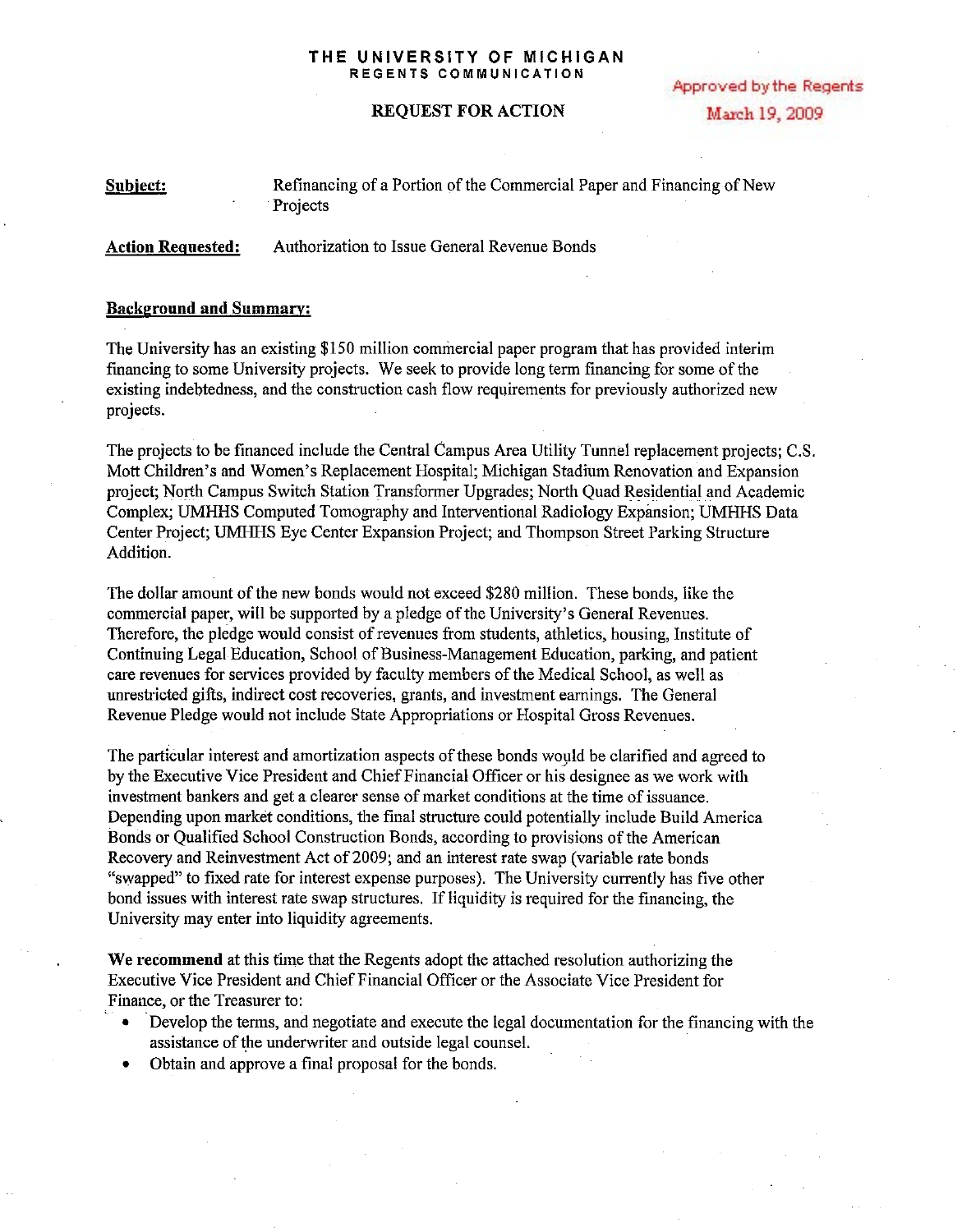**THE UNIVERSITY OF MICHIGAN**
**REGENTS COMMUNICATION**

**REQUEST FOR ACTION**

Approved by the Regents
March 19, 2009

**Subject:** Refinancing of a Portion of the Commercial Paper and Financing of New Projects

**Action Requested:** Authorization to Issue General Revenue Bonds

**Background and Summary:**

The University has an existing $150 million commercial paper program that has provided interim financing to some University projects. We seek to provide long term financing for some of the existing indebtedness, and the construction cash flow requirements for previously authorized new projects.

The projects to be financed include the Central Campus Area Utility Tunnel replacement projects; C.S. Mott Children's and Women's Replacement Hospital; Michigan Stadium Renovation and Expansion project; North Campus Switch Station Transformer Upgrades; North Quad Residential and Academic Complex; UMHHS Computed Tomography and Interventional Radiology Expansion; UMHHS Data Center Project; UMHHS Eye Center Expansion Project; and Thompson Street Parking Structure Addition.

The dollar amount of the new bonds would not exceed $280 million. These bonds, like the commercial paper, will be supported by a pledge of the University's General Revenues. Therefore, the pledge would consist of revenues from students, athletics, housing, Institute of Continuing Legal Education, School of Business-Management Education, parking, and patient care revenues for services provided by faculty members of the Medical School, as well as unrestricted gifts, indirect cost recoveries, grants, and investment earnings. The General Revenue Pledge would not include State Appropriations or Hospital Gross Revenues.

The particular interest and amortization aspects of these bonds would be clarified and agreed to by the Executive Vice President and Chief Financial Officer or his designee as we work with investment bankers and get a clearer sense of market conditions at the time of issuance. Depending upon market conditions, the final structure could potentially include Build America Bonds or Qualified School Construction Bonds, according to provisions of the American Recovery and Reinvestment Act of 2009; and an interest rate swap (variable rate bonds "swapped" to fixed rate for interest expense purposes). The University currently has five other bond issues with interest rate swap structures. If liquidity is required for the financing, the University may enter into liquidity agreements.

**We recommend** at this time that the Regents adopt the attached resolution authorizing the Executive Vice President and Chief Financial Officer or the Associate Vice President for Finance, or the Treasurer to:

- Develop the terms, and negotiate and execute the legal documentation for the financing with the assistance of the underwriter and outside legal counsel.
- Obtain and approve a final proposal for the bonds.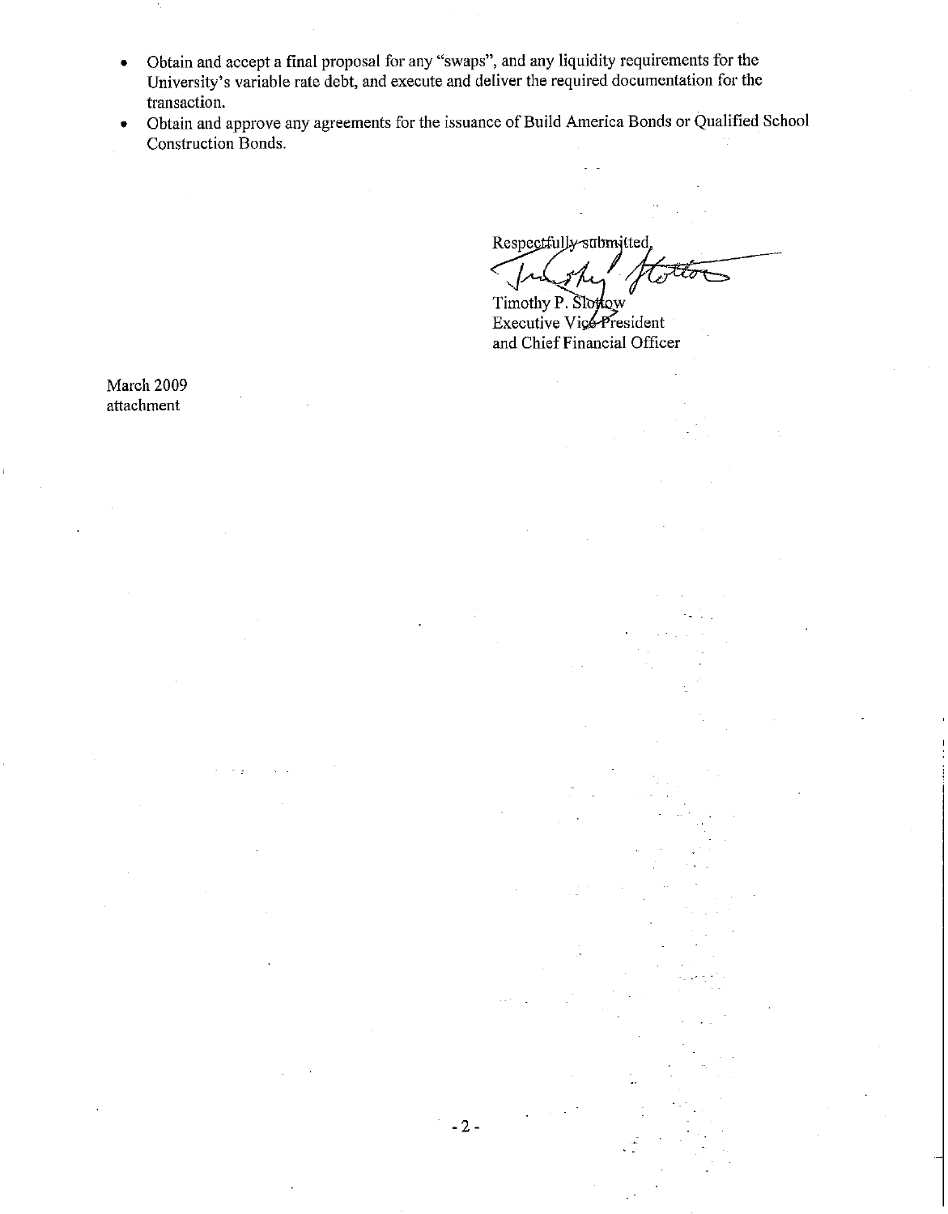- Obtain and accept a final proposal for any "swaps", and any liquidity requirements for the University's variable rate debt, and execute and deliver the required documentation for the transaction.
- Obtain and approve any agreements for the issuance of Build America Bonds or Qualified School Construction Bonds.

Respectfully submitted,

Timothy P. Slottow
Executive Vice President
and Chief Financial Officer

March 2009
attachment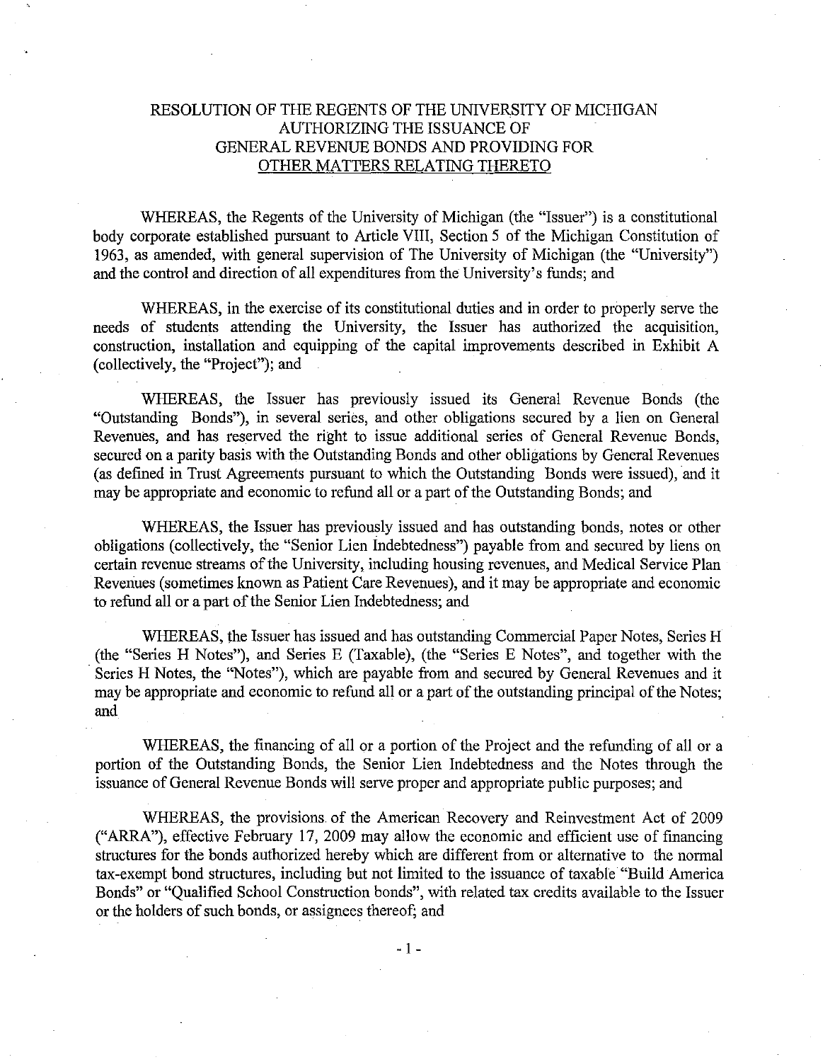RESOLUTION OF THE REGENTS OF THE UNIVERSITY OF MICHIGAN AUTHORIZING THE ISSUANCE OF GENERAL REVENUE BONDS AND PROVIDING FOR OTHER MATTERS RELATING THERETO

WHEREAS, the Regents of the University of Michigan (the "Issuer") is a constitutional body corporate established pursuant to Article VIII, Section 5 of the Michigan Constitution of 1963, as amended, with general supervision of The University of Michigan (the "University") and the control and direction of all expenditures from the University's funds; and

WHEREAS, in the exercise of its constitutional duties and in order to properly serve the needs of students attending the University, the Issuer has authorized the acquisition, construction, installation and equipping of the capital improvements described in Exhibit A (collectively, the "Project"); and

WHEREAS, the Issuer has previously issued its General Revenue Bonds (the "Outstanding Bonds"), in several series, and other obligations secured by a lien on General Revenues, and has reserved the right to issue additional series of General Revenue Bonds, secured on a parity basis with the Outstanding Bonds and other obligations by General Revenues (as defined in Trust Agreements pursuant to which the Outstanding Bonds were issued), and it may be appropriate and economic to refund all or a part of the Outstanding Bonds; and

WHEREAS, the Issuer has previously issued and has outstanding bonds, notes or other obligations (collectively, the "Senior Lien Indebtedness") payable from and secured by liens on certain revenue streams of the University, including housing revenues, and Medical Service Plan Revenues (sometimes known as Patient Care Revenues), and it may be appropriate and economic to refund all or a part of the Senior Lien Indebtedness; and

WHEREAS, the Issuer has issued and has outstanding Commercial Paper Notes, Series H (the "Series H Notes"), and Series E (Taxable), (the "Series E Notes", and together with the Series H Notes, the "Notes"), which are payable from and secured by General Revenues and it may be appropriate and economic to refund all or a part of the outstanding principal of the Notes; and

WHEREAS, the financing of all or a portion of the Project and the refunding of all or a portion of the Outstanding Bonds, the Senior Lien Indebtedness and the Notes through the issuance of General Revenue Bonds will serve proper and appropriate public purposes; and

WHEREAS, the provisions of the American Recovery and Reinvestment Act of 2009 ("ARRA"), effective February 17, 2009 may allow the economic and efficient use of financing structures for the bonds authorized hereby which are different from or alternative to the normal tax-exempt bond structures, including but not limited to the issuance of taxable "Build America Bonds" or "Qualified School Construction bonds", with related tax credits available to the Issuer or the holders of such bonds, or assignees thereof; and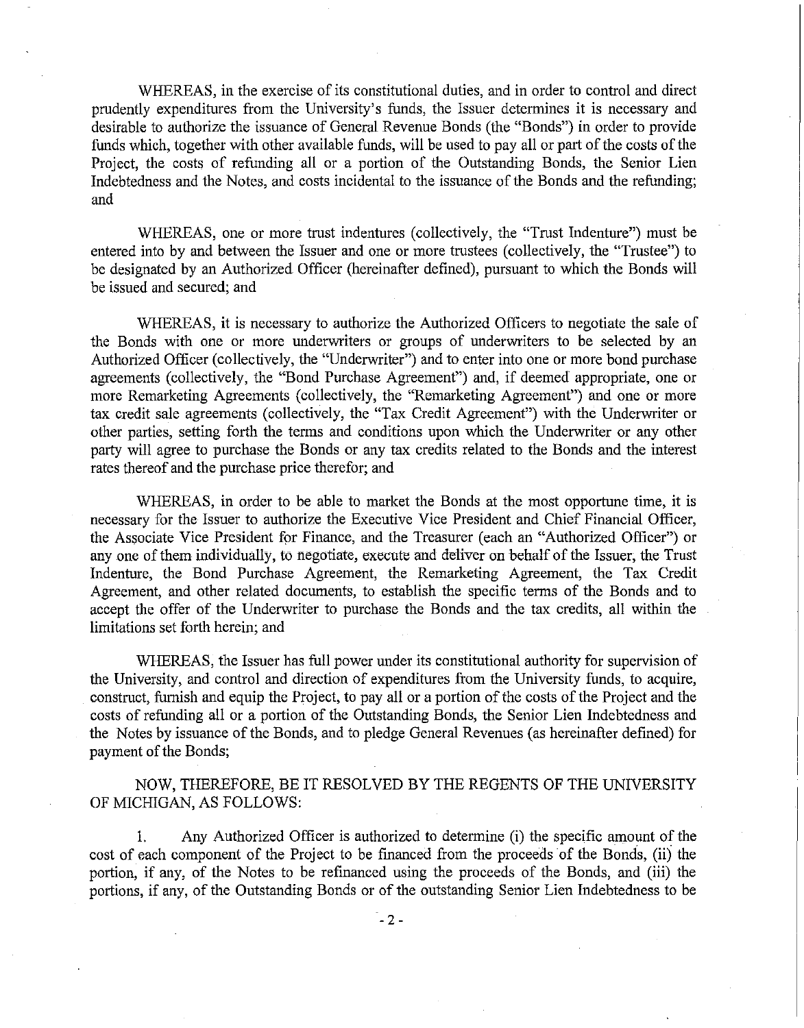WHEREAS, in the exercise of its constitutional duties, and in order to control and direct prudently expenditures from the University's funds, the Issuer determines it is necessary and desirable to authorize the issuance of General Revenue Bonds (the "Bonds") in order to provide funds which, together with other available funds, will be used to pay all or part of the costs of the Project, the costs of refunding all or a portion of the Outstanding Bonds, the Senior Lien Indebtedness and the Notes, and costs incidental to the issuance of the Bonds and the refunding; and

WHEREAS, one or more trust indentures (collectively, the "Trust Indenture") must be entered into by and between the Issuer and one or more trustees (collectively, the "Trustee") to be designated by an Authorized Officer (hereinafter defined), pursuant to which the Bonds will be issued and secured; and

WHEREAS, it is necessary to authorize the Authorized Officers to negotiate the sale of the Bonds with one or more underwriters or groups of underwriters to be selected by an Authorized Officer (collectively, the "Underwriter") and to enter into one or more bond purchase agreements (collectively, the "Bond Purchase Agreement") and, if deemed appropriate, one or more Remarketing Agreements (collectively, the "Remarketing Agreement") and one or more tax credit sale agreements (collectively, the "Tax Credit Agreement") with the Underwriter or other parties, setting forth the terms and conditions upon which the Underwriter or any other party will agree to purchase the Bonds or any tax credits related to the Bonds and the interest rates thereof and the purchase price therefor; and

WHEREAS, in order to be able to market the Bonds at the most opportune time, it is necessary for the Issuer to authorize the Executive Vice President and Chief Financial Officer, the Associate Vice President for Finance, and the Treasurer (each an "Authorized Officer") or any one of them individually, to negotiate, execute and deliver on behalf of the Issuer, the Trust Indenture, the Bond Purchase Agreement, the Remarketing Agreement, the Tax Credit Agreement, and other related documents, to establish the specific terms of the Bonds and to accept the offer of the Underwriter to purchase the Bonds and the tax credits, all within the limitations set forth herein; and

WHEREAS, the Issuer has full power under its constitutional authority for supervision of the University, and control and direction of expenditures from the University funds, to acquire, construct, furnish and equip the Project, to pay all or a portion of the costs of the Project and the costs of refunding all or a portion of the Outstanding Bonds, the Senior Lien Indebtedness and the Notes by issuance of the Bonds, and to pledge General Revenues (as hereinafter defined) for payment of the Bonds;

NOW, THEREFORE, BE IT RESOLVED BY THE REGENTS OF THE UNIVERSITY OF MICHIGAN, AS FOLLOWS:

1. Any Authorized Officer is authorized to determine (i) the specific amount of the cost of each component of the Project to be financed from the proceeds of the Bonds, (ii) the portion, if any, of the Notes to be refinanced using the proceeds of the Bonds, and (iii) the portions, if any, of the Outstanding Bonds or of the outstanding Senior Lien Indebtedness to be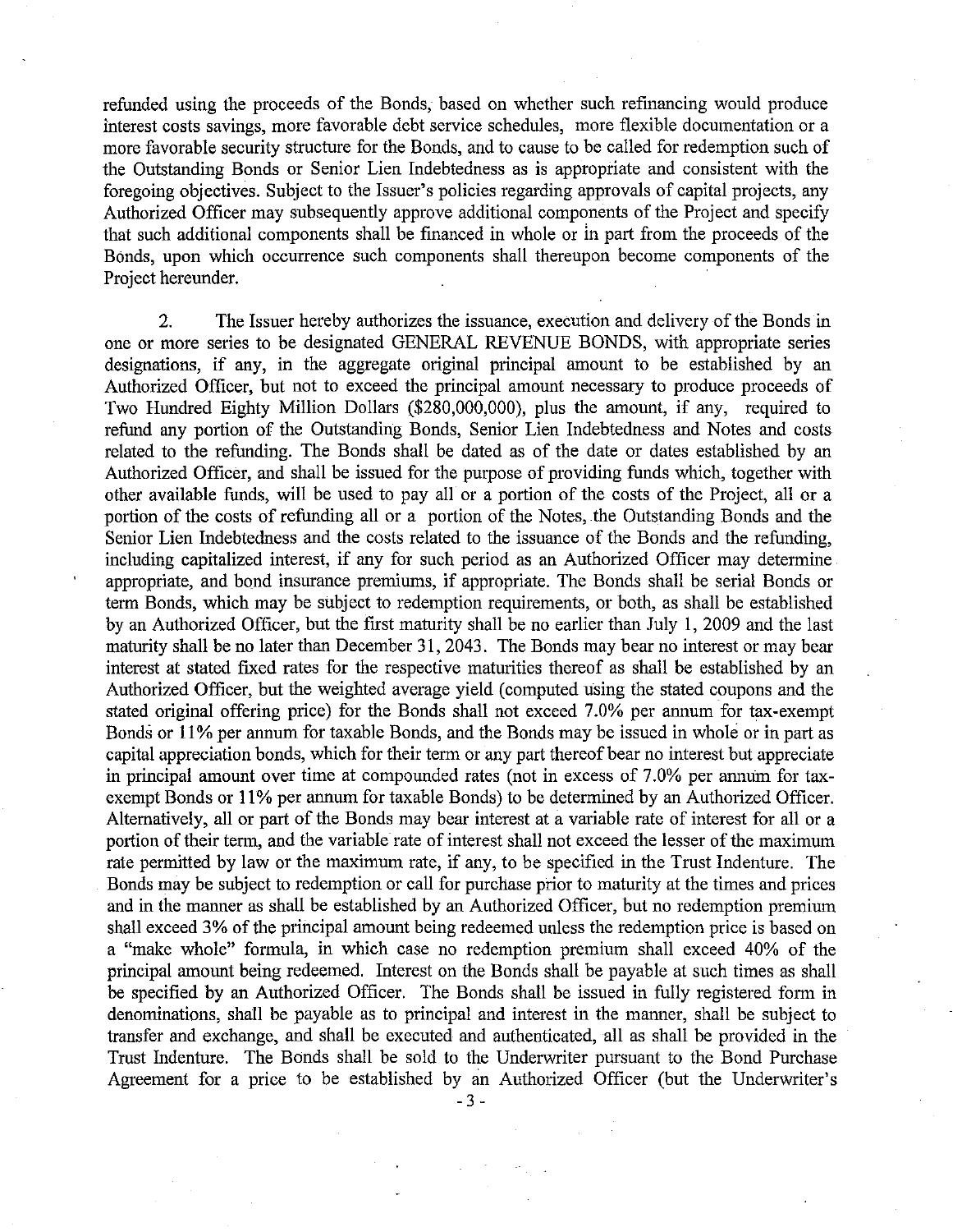refunded using the proceeds of the Bonds, based on whether such refinancing would produce interest costs savings, more favorable debt service schedules, more flexible documentation or a more favorable security structure for the Bonds, and to cause to be called for redemption such of the Outstanding Bonds or Senior Lien Indebtedness as is appropriate and consistent with the foregoing objectives. Subject to the Issuer's policies regarding approvals of capital projects, any Authorized Officer may subsequently approve additional components of the Project and specify that such additional components shall be financed in whole or in part from the proceeds of the Bonds, upon which occurrence such components shall thereupon become components of the Project hereunder.

2. The Issuer hereby authorizes the issuance, execution and delivery of the Bonds in one or more series to be designated GENERAL REVENUE BONDS, with appropriate series designations, if any, in the aggregate original principal amount to be established by an Authorized Officer, but not to exceed the principal amount necessary to produce proceeds of Two Hundred Eighty Million Dollars ($280,000,000), plus the amount, if any, required to refund any portion of the Outstanding Bonds, Senior Lien Indebtedness and Notes and costs related to the refunding. The Bonds shall be dated as of the date or dates established by an Authorized Officer, and shall be issued for the purpose of providing funds which, together with other available funds, will be used to pay all or a portion of the costs of the Project, all or a portion of the costs of refunding all or a portion of the Notes, the Outstanding Bonds and the Senior Lien Indebtedness and the costs related to the issuance of the Bonds and the refunding, including capitalized interest, if any for such period as an Authorized Officer may determine appropriate, and bond insurance premiums, if appropriate. The Bonds shall be serial Bonds or term Bonds, which may be subject to redemption requirements, or both, as shall be established by an Authorized Officer, but the first maturity shall be no earlier than July 1, 2009 and the last maturity shall be no later than December 31, 2043. The Bonds may bear no interest or may bear interest at stated fixed rates for the respective maturities thereof as shall be established by an Authorized Officer, but the weighted average yield (computed using the stated coupons and the stated original offering price) for the Bonds shall not exceed 7.0% per annum for tax-exempt Bonds or 11% per annum for taxable Bonds, and the Bonds may be issued in whole or in part as capital appreciation bonds, which for their term or any part thereof bear no interest but appreciate in principal amount over time at compounded rates (not in excess of 7.0% per annum for tax-exempt Bonds or 11% per annum for taxable Bonds) to be determined by an Authorized Officer. Alternatively, all or part of the Bonds may bear interest at a variable rate of interest for all or a portion of their term, and the variable rate of interest shall not exceed the lesser of the maximum rate permitted by law or the maximum rate, if any, to be specified in the Trust Indenture. The Bonds may be subject to redemption or call for purchase prior to maturity at the times and prices and in the manner as shall be established by an Authorized Officer, but no redemption premium shall exceed 3% of the principal amount being redeemed unless the redemption price is based on a "make whole" formula, in which case no redemption premium shall exceed 40% of the principal amount being redeemed. Interest on the Bonds shall be payable at such times as shall be specified by an Authorized Officer. The Bonds shall be issued in fully registered form in denominations, shall be payable as to principal and interest in the manner, shall be subject to transfer and exchange, and shall be executed and authenticated, all as shall be provided in the Trust Indenture. The Bonds shall be sold to the Underwriter pursuant to the Bond Purchase Agreement for a price to be established by an Authorized Officer (but the Underwriter's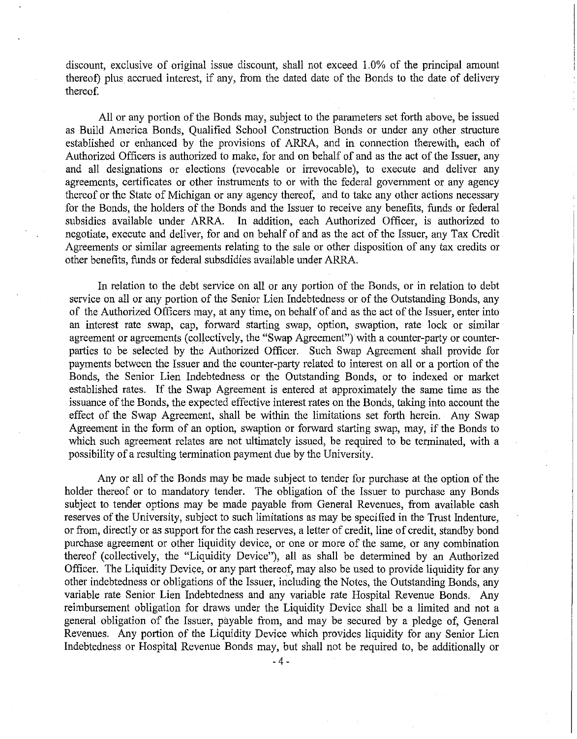discount, exclusive of original issue discount, shall not exceed 1.0% of the principal amount thereof) plus accrued interest, if any, from the dated date of the Bonds to the date of delivery thereof.

All or any portion of the Bonds may, subject to the parameters set forth above, be issued as Build America Bonds, Qualified School Construction Bonds or under any other structure established or enhanced by the provisions of ARRA, and in connection therewith, each of Authorized Officers is authorized to make, for and on behalf of and as the act of the Issuer, any and all designations or elections (revocable or irrevocable), to execute and deliver any agreements, certificates or other instruments to or with the federal government or any agency thereof or the State of Michigan or any agency thereof, and to take any other actions necessary for the Bonds, the holders of the Bonds and the Issuer to receive any benefits, funds or federal subsidies available under ARRA. In addition, each Authorized Officer, is authorized to negotiate, execute and deliver, for and on behalf of and as the act of the Issuer, any Tax Credit Agreements or similar agreements relating to the sale or other disposition of any tax credits or other benefits, funds or federal subsdidies available under ARRA.

In relation to the debt service on all or any portion of the Bonds, or in relation to debt service on all or any portion of the Senior Lien Indebtedness or of the Outstanding Bonds, any of the Authorized Officers may, at any time, on behalf of and as the act of the Issuer, enter into an interest rate swap, cap, forward starting swap, option, swaption, rate lock or similar agreement or agreements (collectively, the "Swap Agreement") with a counter-party or counter-parties to be selected by the Authorized Officer. Such Swap Agreement shall provide for payments between the Issuer and the counter-party related to interest on all or a portion of the Bonds, the Senior Lien Indebtedness or the Outstanding Bonds, or to indexed or market established rates. If the Swap Agreement is entered at approximately the same time as the issuance of the Bonds, the expected effective interest rates on the Bonds, taking into account the effect of the Swap Agreement, shall be within the limitations set forth herein. Any Swap Agreement in the form of an option, swaption or forward starting swap, may, if the Bonds to which such agreement relates are not ultimately issued, be required to be terminated, with a possibility of a resulting termination payment due by the University.

Any or all of the Bonds may be made subject to tender for purchase at the option of the holder thereof or to mandatory tender. The obligation of the Issuer to purchase any Bonds subject to tender options may be made payable from General Revenues, from available cash reserves of the University, subject to such limitations as may be specified in the Trust Indenture, or from, directly or as support for the cash reserves, a letter of credit, line of credit, standby bond purchase agreement or other liquidity device, or one or more of the same, or any combination thereof (collectively, the "Liquidity Device"), all as shall be determined by an Authorized Officer. The Liquidity Device, or any part thereof, may also be used to provide liquidity for any other indebtedness or obligations of the Issuer, including the Notes, the Outstanding Bonds, any variable rate Senior Lien Indebtedness and any variable rate Hospital Revenue Bonds. Any reimbursement obligation for draws under the Liquidity Device shall be a limited and not a general obligation of the Issuer, payable from, and may be secured by a pledge of, General Revenues. Any portion of the Liquidity Device which provides liquidity for any Senior Lien Indebtedness or Hospital Revenue Bonds may, but shall not be required to, be additionally or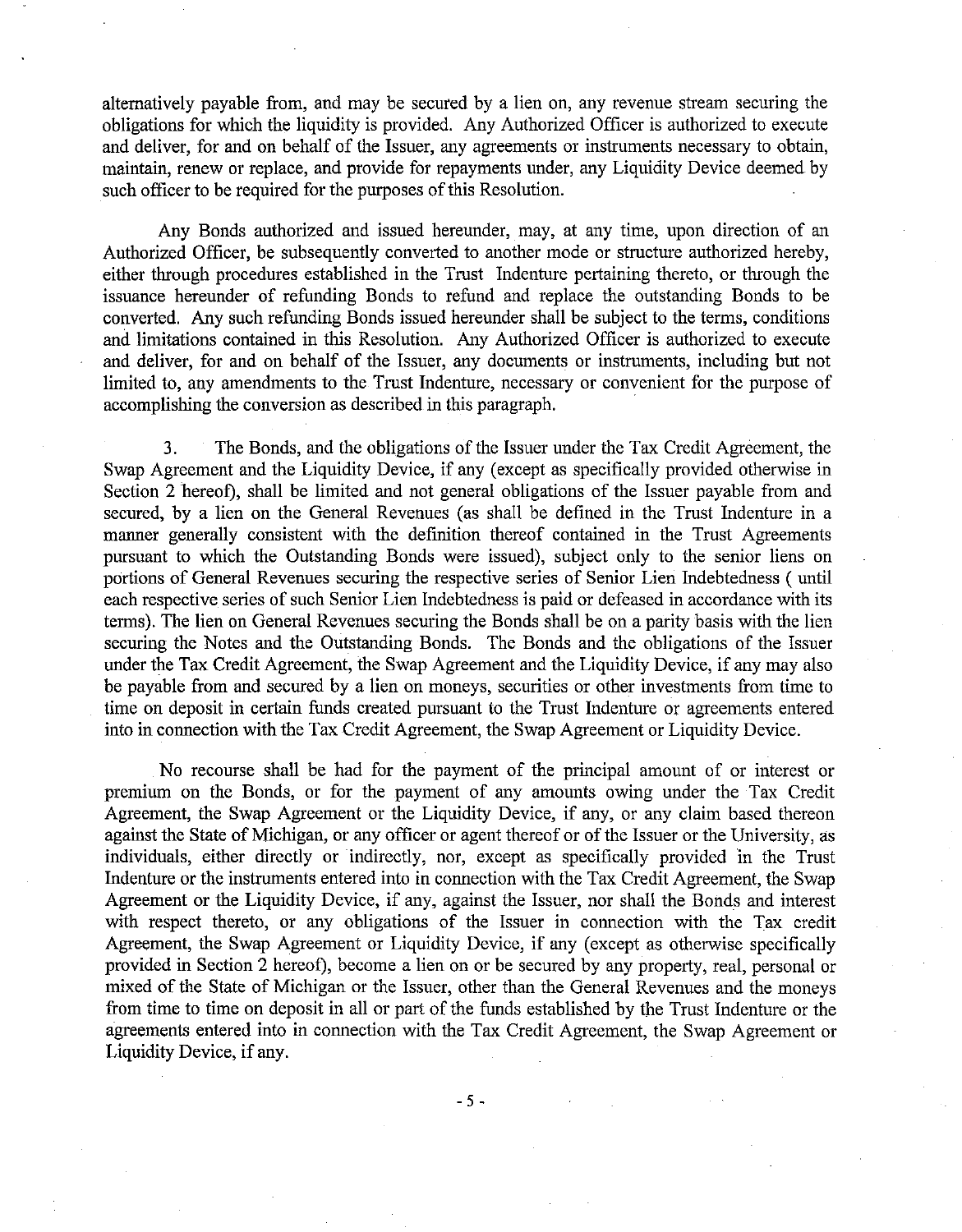alternatively payable from, and may be secured by a lien on, any revenue stream securing the obligations for which the liquidity is provided. Any Authorized Officer is authorized to execute and deliver, for and on behalf of the Issuer, any agreements or instruments necessary to obtain, maintain, renew or replace, and provide for repayments under, any Liquidity Device deemed by such officer to be required for the purposes of this Resolution.

Any Bonds authorized and issued hereunder, may, at any time, upon direction of an Authorized Officer, be subsequently converted to another mode or structure authorized hereby, either through procedures established in the Trust Indenture pertaining thereto, or through the issuance hereunder of refunding Bonds to refund and replace the outstanding Bonds to be converted. Any such refunding Bonds issued hereunder shall be subject to the terms, conditions and limitations contained in this Resolution. Any Authorized Officer is authorized to execute and deliver, for and on behalf of the Issuer, any documents or instruments, including but not limited to, any amendments to the Trust Indenture, necessary or convenient for the purpose of accomplishing the conversion as described in this paragraph.

3. The Bonds, and the obligations of the Issuer under the Tax Credit Agreement, the Swap Agreement and the Liquidity Device, if any (except as specifically provided otherwise in Section 2 hereof), shall be limited and not general obligations of the Issuer payable from and secured, by a lien on the General Revenues (as shall be defined in the Trust Indenture in a manner generally consistent with the definition thereof contained in the Trust Agreements pursuant to which the Outstanding Bonds were issued), subject only to the senior liens on portions of General Revenues securing the respective series of Senior Lien Indebtedness ( until each respective series of such Senior Lien Indebtedness is paid or defeased in accordance with its terms). The lien on General Revenues securing the Bonds shall be on a parity basis with the lien securing the Notes and the Outstanding Bonds. The Bonds and the obligations of the Issuer under the Tax Credit Agreement, the Swap Agreement and the Liquidity Device, if any may also be payable from and secured by a lien on moneys, securities or other investments from time to time on deposit in certain funds created pursuant to the Trust Indenture or agreements entered into in connection with the Tax Credit Agreement, the Swap Agreement or Liquidity Device.

No recourse shall be had for the payment of the principal amount of or interest or premium on the Bonds, or for the payment of any amounts owing under the Tax Credit Agreement, the Swap Agreement or the Liquidity Device, if any, or any claim based thereon against the State of Michigan, or any officer or agent thereof or of the Issuer or the University, as individuals, either directly or indirectly, nor, except as specifically provided in the Trust Indenture or the instruments entered into in connection with the Tax Credit Agreement, the Swap Agreement or the Liquidity Device, if any, against the Issuer, nor shall the Bonds and interest with respect thereto, or any obligations of the Issuer in connection with the Tax credit Agreement, the Swap Agreement or Liquidity Device, if any (except as otherwise specifically provided in Section 2 hereof), become a lien on or be secured by any property, real, personal or mixed of the State of Michigan or the Issuer, other than the General Revenues and the moneys from time to time on deposit in all or part of the funds established by the Trust Indenture or the agreements entered into in connection with the Tax Credit Agreement, the Swap Agreement or Liquidity Device, if any.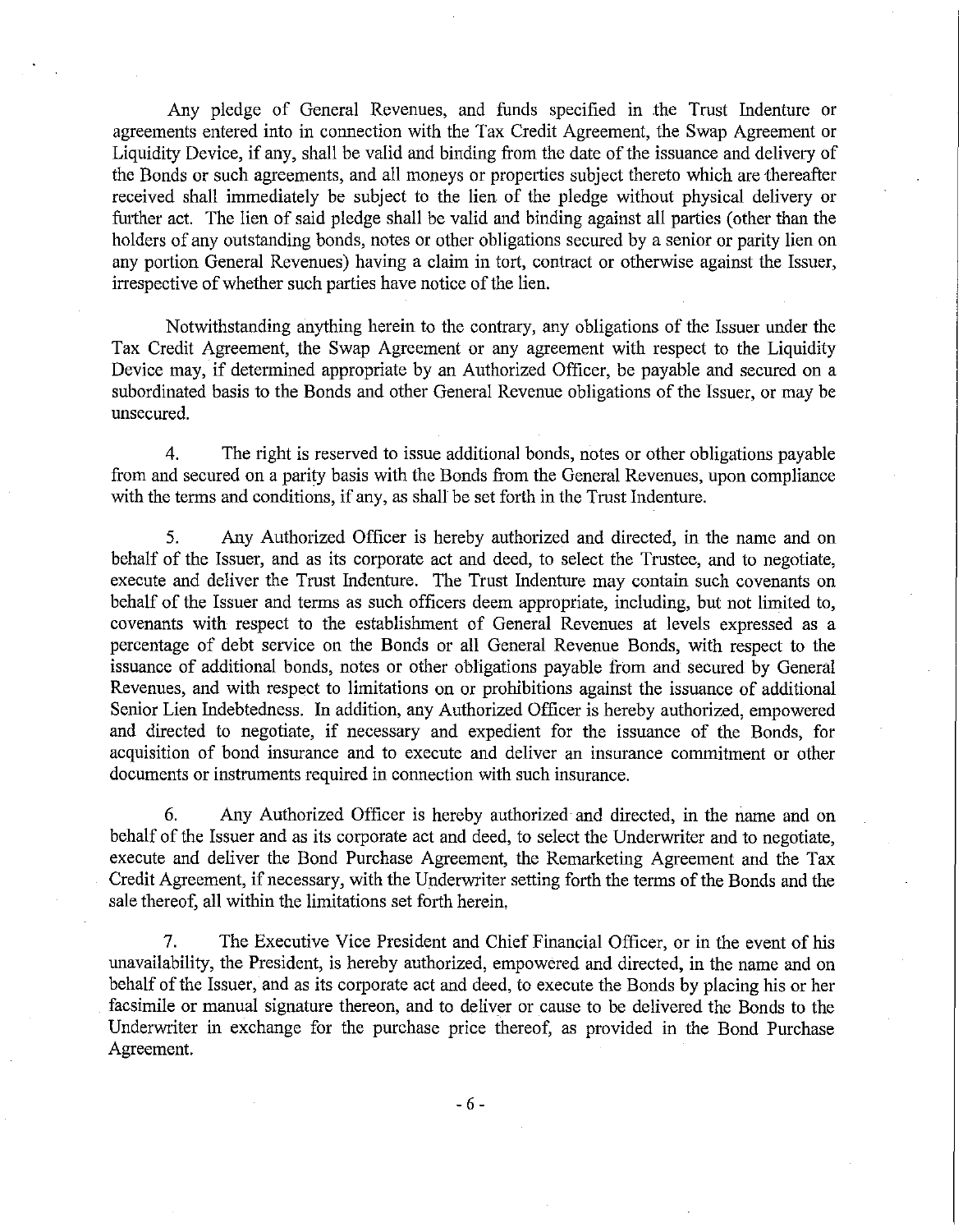Any pledge of General Revenues, and funds specified in the Trust Indenture or agreements entered into in connection with the Tax Credit Agreement, the Swap Agreement or Liquidity Device, if any, shall be valid and binding from the date of the issuance and delivery of the Bonds or such agreements, and all moneys or properties subject thereto which are thereafter received shall immediately be subject to the lien of the pledge without physical delivery or further act. The lien of said pledge shall be valid and binding against all parties (other than the holders of any outstanding bonds, notes or other obligations secured by a senior or parity lien on any portion General Revenues) having a claim in tort, contract or otherwise against the Issuer, irrespective of whether such parties have notice of the lien.

Notwithstanding anything herein to the contrary, any obligations of the Issuer under the Tax Credit Agreement, the Swap Agreement or any agreement with respect to the Liquidity Device may, if determined appropriate by an Authorized Officer, be payable and secured on a subordinated basis to the Bonds and other General Revenue obligations of the Issuer, or may be unsecured.

4. The right is reserved to issue additional bonds, notes or other obligations payable from and secured on a parity basis with the Bonds from the General Revenues, upon compliance with the terms and conditions, if any, as shall be set forth in the Trust Indenture.

5. Any Authorized Officer is hereby authorized and directed, in the name and on behalf of the Issuer, and as its corporate act and deed, to select the Trustee, and to negotiate, execute and deliver the Trust Indenture. The Trust Indenture may contain such covenants on behalf of the Issuer and terms as such officers deem appropriate, including, but not limited to, covenants with respect to the establishment of General Revenues at levels expressed as a percentage of debt service on the Bonds or all General Revenue Bonds, with respect to the issuance of additional bonds, notes or other obligations payable from and secured by General Revenues, and with respect to limitations on or prohibitions against the issuance of additional Senior Lien Indebtedness. In addition, any Authorized Officer is hereby authorized, empowered and directed to negotiate, if necessary and expedient for the issuance of the Bonds, for acquisition of bond insurance and to execute and deliver an insurance commitment or other documents or instruments required in connection with such insurance.

6. Any Authorized Officer is hereby authorized and directed, in the name and on behalf of the Issuer and as its corporate act and deed, to select the Underwriter and to negotiate, execute and deliver the Bond Purchase Agreement, the Remarketing Agreement and the Tax Credit Agreement, if necessary, with the Underwriter setting forth the terms of the Bonds and the sale thereof, all within the limitations set forth herein.

7. The Executive Vice President and Chief Financial Officer, or in the event of his unavailability, the President, is hereby authorized, empowered and directed, in the name and on behalf of the Issuer, and as its corporate act and deed, to execute the Bonds by placing his or her facsimile or manual signature thereon, and to deliver or cause to be delivered the Bonds to the Underwriter in exchange for the purchase price thereof, as provided in the Bond Purchase Agreement.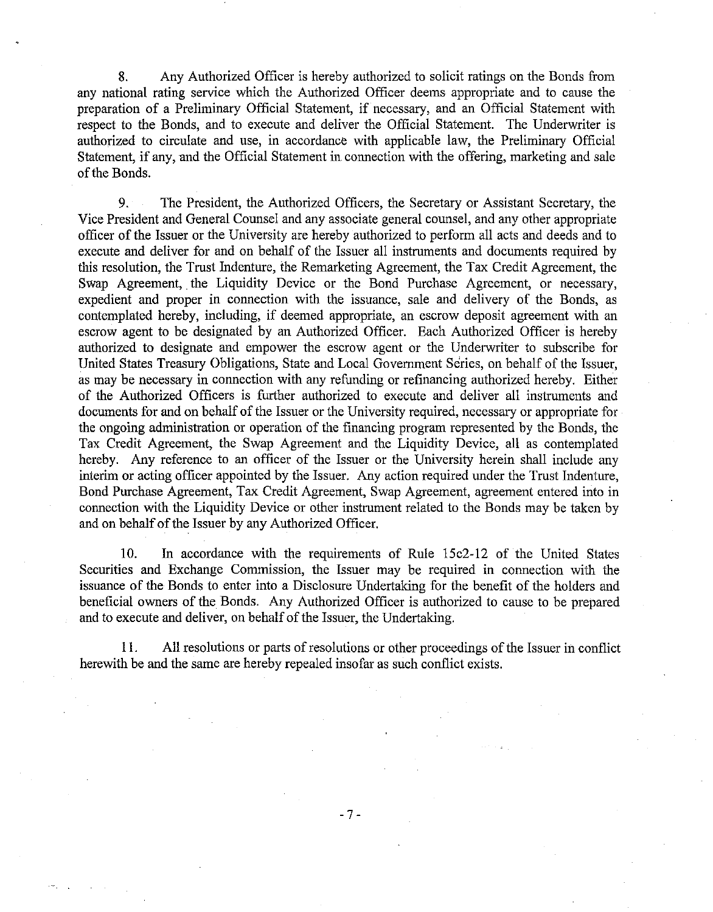8. Any Authorized Officer is hereby authorized to solicit ratings on the Bonds from any national rating service which the Authorized Officer deems appropriate and to cause the preparation of a Preliminary Official Statement, if necessary, and an Official Statement with respect to the Bonds, and to execute and deliver the Official Statement. The Underwriter is authorized to circulate and use, in accordance with applicable law, the Preliminary Official Statement, if any, and the Official Statement in connection with the offering, marketing and sale of the Bonds.

9. The President, the Authorized Officers, the Secretary or Assistant Secretary, the Vice President and General Counsel and any associate general counsel, and any other appropriate officer of the Issuer or the University are hereby authorized to perform all acts and deeds and to execute and deliver for and on behalf of the Issuer all instruments and documents required by this resolution, the Trust Indenture, the Remarketing Agreement, the Tax Credit Agreement, the Swap Agreement, the Liquidity Device or the Bond Purchase Agreement, or necessary, expedient and proper in connection with the issuance, sale and delivery of the Bonds, as contemplated hereby, including, if deemed appropriate, an escrow deposit agreement with an escrow agent to be designated by an Authorized Officer. Each Authorized Officer is hereby authorized to designate and empower the escrow agent or the Underwriter to subscribe for United States Treasury Obligations, State and Local Government Series, on behalf of the Issuer, as may be necessary in connection with any refunding or refinancing authorized hereby. Either of the Authorized Officers is further authorized to execute and deliver all instruments and documents for and on behalf of the Issuer or the University required, necessary or appropriate for the ongoing administration or operation of the financing program represented by the Bonds, the Tax Credit Agreement, the Swap Agreement and the Liquidity Device, all as contemplated hereby. Any reference to an officer of the Issuer or the University herein shall include any interim or acting officer appointed by the Issuer. Any action required under the Trust Indenture, Bond Purchase Agreement, Tax Credit Agreement, Swap Agreement, agreement entered into in connection with the Liquidity Device or other instrument related to the Bonds may be taken by and on behalf of the Issuer by any Authorized Officer.

10. In accordance with the requirements of Rule 15c2-12 of the United States Securities and Exchange Commission, the Issuer may be required in connection with the issuance of the Bonds to enter into a Disclosure Undertaking for the benefit of the holders and beneficial owners of the Bonds. Any Authorized Officer is authorized to cause to be prepared and to execute and deliver, on behalf of the Issuer, the Undertaking.

11. All resolutions or parts of resolutions or other proceedings of the Issuer in conflict herewith be and the same are hereby repealed insofar as such conflict exists.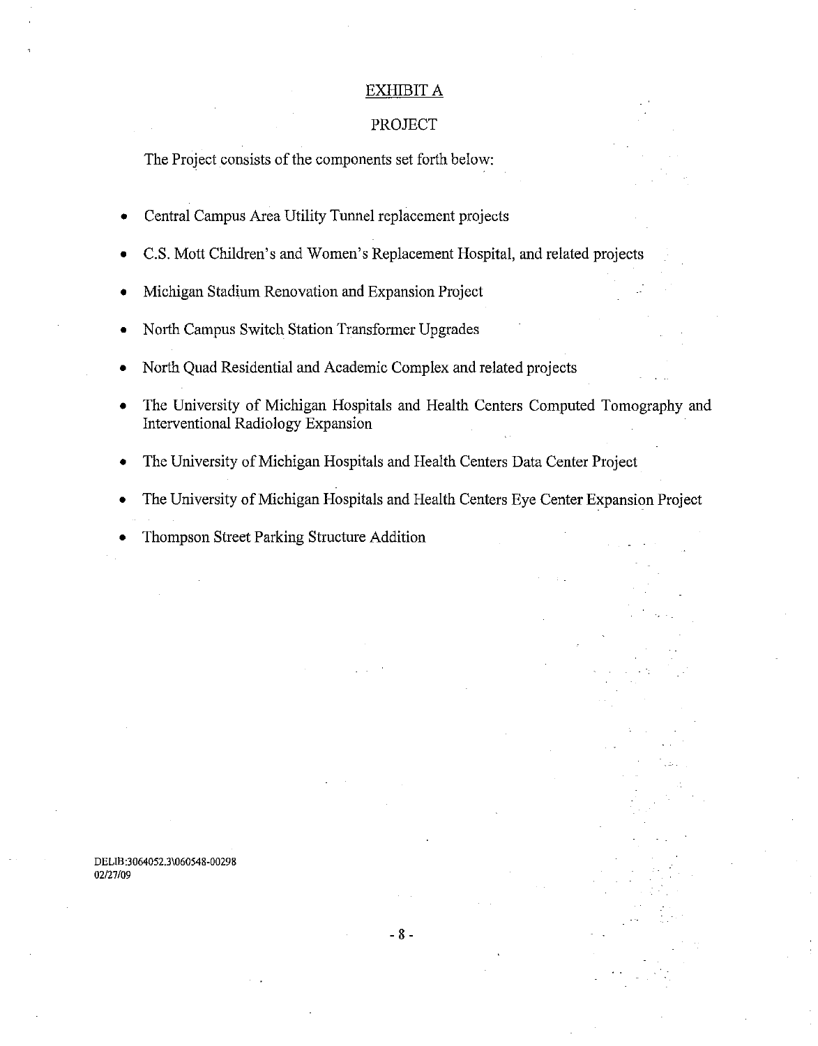# EXHIBIT A

## PROJECT

The Project consists of the components set forth below:

- Central Campus Area Utility Tunnel replacement projects
- C.S. Mott Children's and Women's Replacement Hospital, and related projects
- Michigan Stadium Renovation and Expansion Project
- North Campus Switch Station Transformer Upgrades
- North Quad Residential and Academic Complex and related projects
- The University of Michigan Hospitals and Health Centers Computed Tomography and Interventional Radiology Expansion
- The University of Michigan Hospitals and Health Centers Data Center Project
- The University of Michigan Hospitals and Health Centers Eye Center Expansion Project
- Thompson Street Parking Structure Addition

DELIB:3064052.3\060548-00298
02/27/09